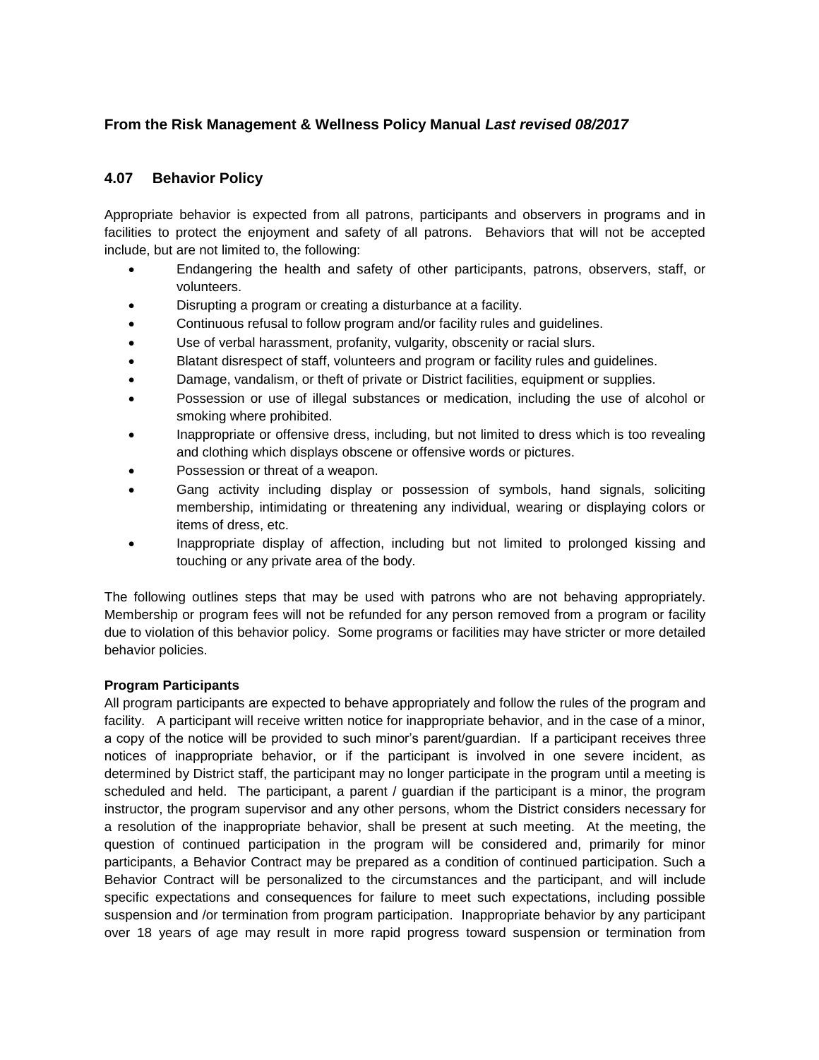**From the Risk Management & Wellness Policy Manual** ***Last revised 08/2017***

## 4.07 Behavior Policy

Appropriate behavior is expected from all patrons, participants and observers in programs and in facilities to protect the enjoyment and safety of all patrons. Behaviors that will not be accepted include, but are not limited to, the following:

- Endangering the health and safety of other participants, patrons, observers, staff, or volunteers.
- Disrupting a program or creating a disturbance at a facility.
- Continuous refusal to follow program and/or facility rules and guidelines.
- Use of verbal harassment, profanity, vulgarity, obscenity or racial slurs.
- Blatant disrespect of staff, volunteers and program or facility rules and guidelines.
- Damage, vandalism, or theft of private or District facilities, equipment or supplies.
- Possession or use of illegal substances or medication, including the use of alcohol or smoking where prohibited.
- Inappropriate or offensive dress, including, but not limited to dress which is too revealing and clothing which displays obscene or offensive words or pictures.
- Possession or threat of a weapon.
- Gang activity including display or possession of symbols, hand signals, soliciting membership, intimidating or threatening any individual, wearing or displaying colors or items of dress, etc.
- Inappropriate display of affection, including but not limited to prolonged kissing and touching or any private area of the body.

The following outlines steps that may be used with patrons who are not behaving appropriately. Membership or program fees will not be refunded for any person removed from a program or facility due to violation of this behavior policy. Some programs or facilities may have stricter or more detailed behavior policies.

**Program Participants**

All program participants are expected to behave appropriately and follow the rules of the program and facility. A participant will receive written notice for inappropriate behavior, and in the case of a minor, a copy of the notice will be provided to such minor's parent/guardian. If a participant receives three notices of inappropriate behavior, or if the participant is involved in one severe incident, as determined by District staff, the participant may no longer participate in the program until a meeting is scheduled and held. The participant, a parent / guardian if the participant is a minor, the program instructor, the program supervisor and any other persons, whom the District considers necessary for a resolution of the inappropriate behavior, shall be present at such meeting. At the meeting, the question of continued participation in the program will be considered and, primarily for minor participants, a Behavior Contract may be prepared as a condition of continued participation. Such a Behavior Contract will be personalized to the circumstances and the participant, and will include specific expectations and consequences for failure to meet such expectations, including possible suspension and /or termination from program participation. Inappropriate behavior by any participant over 18 years of age may result in more rapid progress toward suspension or termination from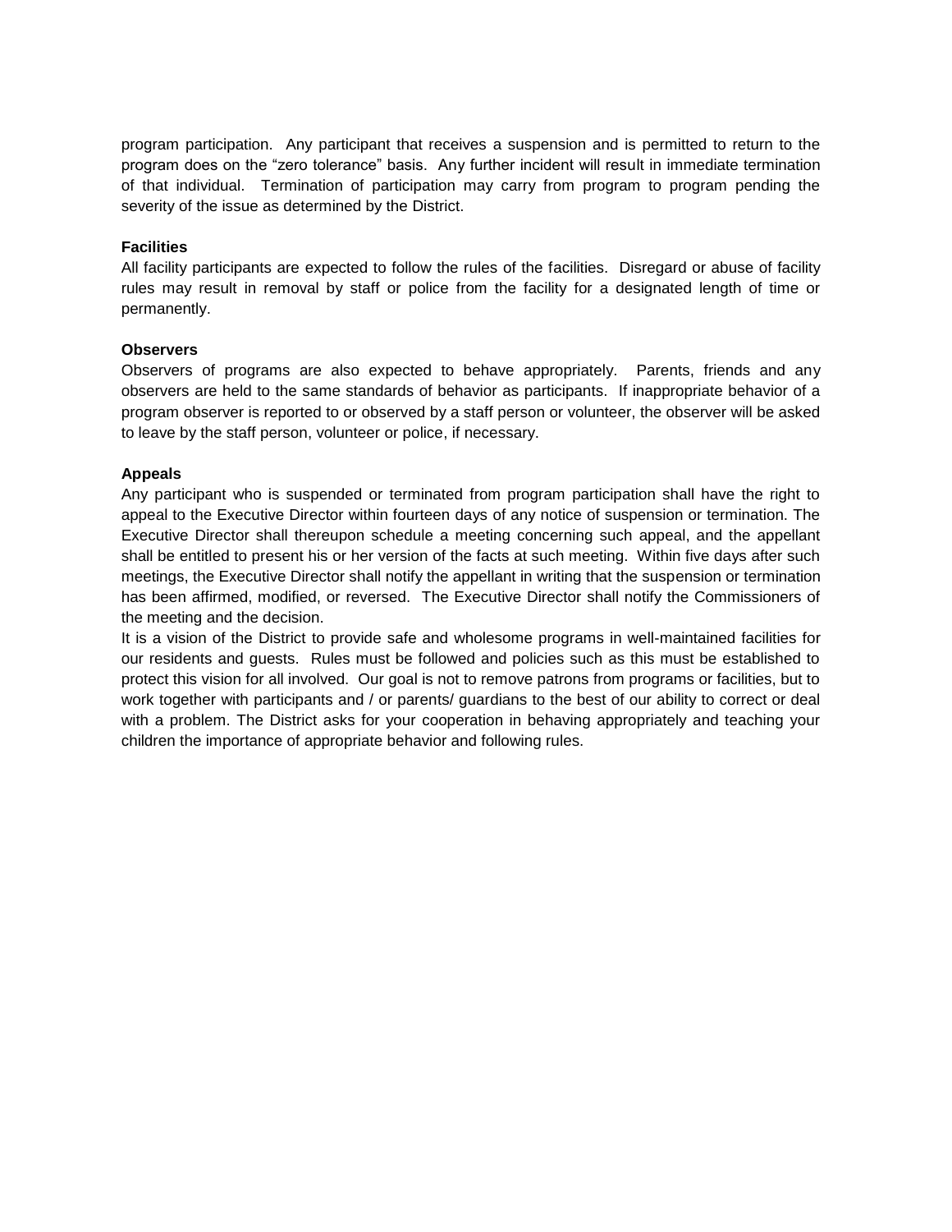program participation. Any participant that receives a suspension and is permitted to return to the program does on the "zero tolerance" basis. Any further incident will result in immediate termination of that individual. Termination of participation may carry from program to program pending the severity of the issue as determined by the District.

**Facilities**

All facility participants are expected to follow the rules of the facilities. Disregard or abuse of facility rules may result in removal by staff or police from the facility for a designated length of time or permanently.

**Observers**

Observers of programs are also expected to behave appropriately. Parents, friends and any observers are held to the same standards of behavior as participants. If inappropriate behavior of a program observer is reported to or observed by a staff person or volunteer, the observer will be asked to leave by the staff person, volunteer or police, if necessary.

**Appeals**

Any participant who is suspended or terminated from program participation shall have the right to appeal to the Executive Director within fourteen days of any notice of suspension or termination. The Executive Director shall thereupon schedule a meeting concerning such appeal, and the appellant shall be entitled to present his or her version of the facts at such meeting. Within five days after such meetings, the Executive Director shall notify the appellant in writing that the suspension or termination has been affirmed, modified, or reversed. The Executive Director shall notify the Commissioners of the meeting and the decision.

It is a vision of the District to provide safe and wholesome programs in well-maintained facilities for our residents and guests. Rules must be followed and policies such as this must be established to protect this vision for all involved. Our goal is not to remove patrons from programs or facilities, but to work together with participants and / or parents/ guardians to the best of our ability to correct or deal with a problem. The District asks for your cooperation in behaving appropriately and teaching your children the importance of appropriate behavior and following rules.